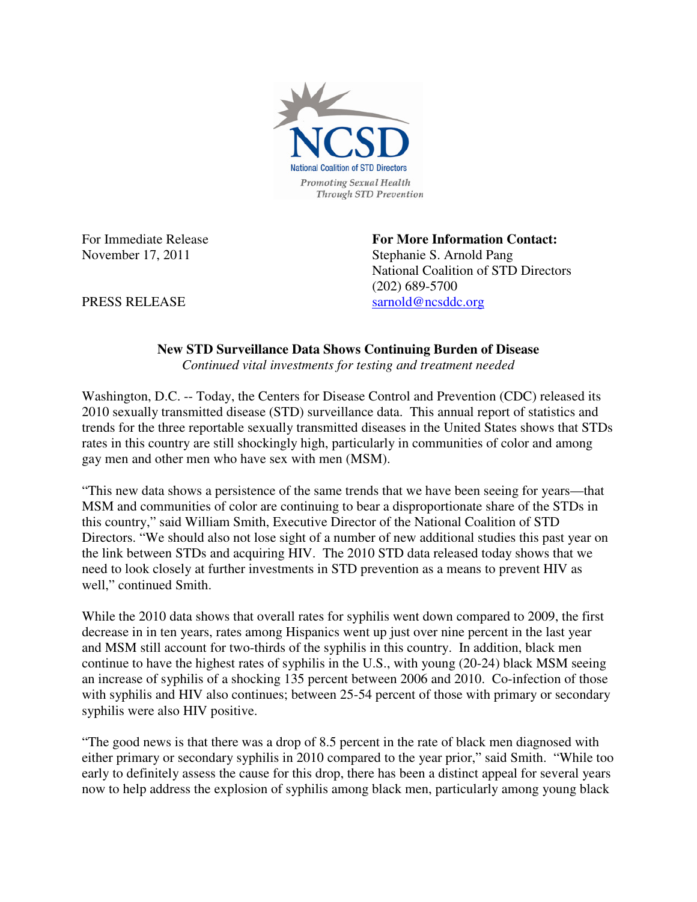NCSD

National Coalition of STD Directors

*Promoting Sexual Health Through STD Prevention*

For Immediate Release
November 17, 2011

PRESS RELEASE

**For More Information Contact:**
Stephanie S. Arnold Pang
National Coalition of STD Directors
(202) 689-5700
sarnold@ncsddc.org

**New STD Surveillance Data Shows Continuing Burden of Disease**

*Continued vital investments for testing and treatment needed*

Washington, D.C. -- Today, the Centers for Disease Control and Prevention (CDC) released its 2010 sexually transmitted disease (STD) surveillance data. This annual report of statistics and trends for the three reportable sexually transmitted diseases in the United States shows that STDs rates in this country are still shockingly high, particularly in communities of color and among gay men and other men who have sex with men (MSM).

"This new data shows a persistence of the same trends that we have been seeing for years—that MSM and communities of color are continuing to bear a disproportionate share of the STDs in this country," said William Smith, Executive Director of the National Coalition of STD Directors. "We should also not lose sight of a number of new additional studies this past year on the link between STDs and acquiring HIV. The 2010 STD data released today shows that we need to look closely at further investments in STD prevention as a means to prevent HIV as well," continued Smith.

While the 2010 data shows that overall rates for syphilis went down compared to 2009, the first decrease in in ten years, rates among Hispanics went up just over nine percent in the last year and MSM still account for two-thirds of the syphilis in this country. In addition, black men continue to have the highest rates of syphilis in the U.S., with young (20-24) black MSM seeing an increase of syphilis of a shocking 135 percent between 2006 and 2010. Co-infection of those with syphilis and HIV also continues; between 25-54 percent of those with primary or secondary syphilis were also HIV positive.

"The good news is that there was a drop of 8.5 percent in the rate of black men diagnosed with either primary or secondary syphilis in 2010 compared to the year prior," said Smith. "While too early to definitely assess the cause for this drop, there has been a distinct appeal for several years now to help address the explosion of syphilis among black men, particularly among young black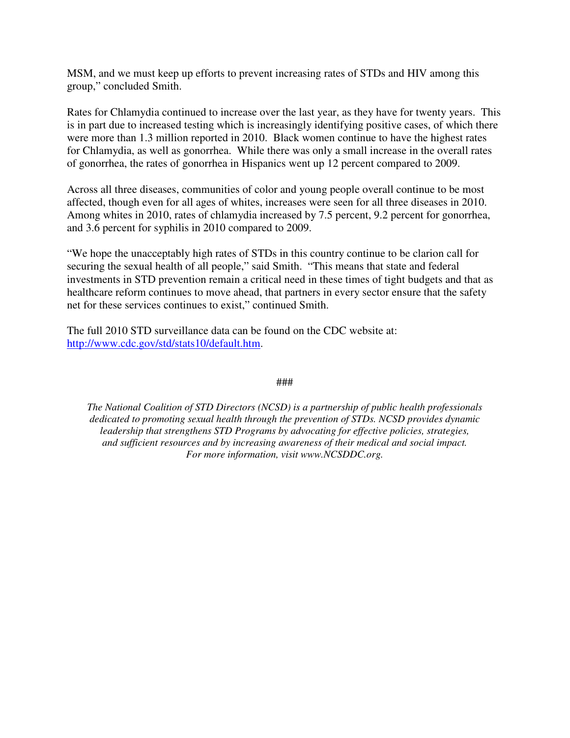MSM, and we must keep up efforts to prevent increasing rates of STDs and HIV among this group," concluded Smith.

Rates for Chlamydia continued to increase over the last year, as they have for twenty years. This is in part due to increased testing which is increasingly identifying positive cases, of which there were more than 1.3 million reported in 2010. Black women continue to have the highest rates for Chlamydia, as well as gonorrhea. While there was only a small increase in the overall rates of gonorrhea, the rates of gonorrhea in Hispanics went up 12 percent compared to 2009.

Across all three diseases, communities of color and young people overall continue to be most affected, though even for all ages of whites, increases were seen for all three diseases in 2010. Among whites in 2010, rates of chlamydia increased by 7.5 percent, 9.2 percent for gonorrhea, and 3.6 percent for syphilis in 2010 compared to 2009.

"We hope the unacceptably high rates of STDs in this country continue to be clarion call for securing the sexual health of all people," said Smith. "This means that state and federal investments in STD prevention remain a critical need in these times of tight budgets and that as healthcare reform continues to move ahead, that partners in every sector ensure that the safety net for these services continues to exist," continued Smith.

The full 2010 STD surveillance data can be found on the CDC website at: [http://www.cdc.gov/std/stats10/default.htm](http://www.cdc.gov/std/stats10/default.htm).

###

*The National Coalition of STD Directors (NCSD) is a partnership of public health professionals dedicated to promoting sexual health through the prevention of STDs. NCSD provides dynamic leadership that strengthens STD Programs by advocating for effective policies, strategies, and sufficient resources and by increasing awareness of their medical and social impact. For more information, visit www.NCSDDC.org.*